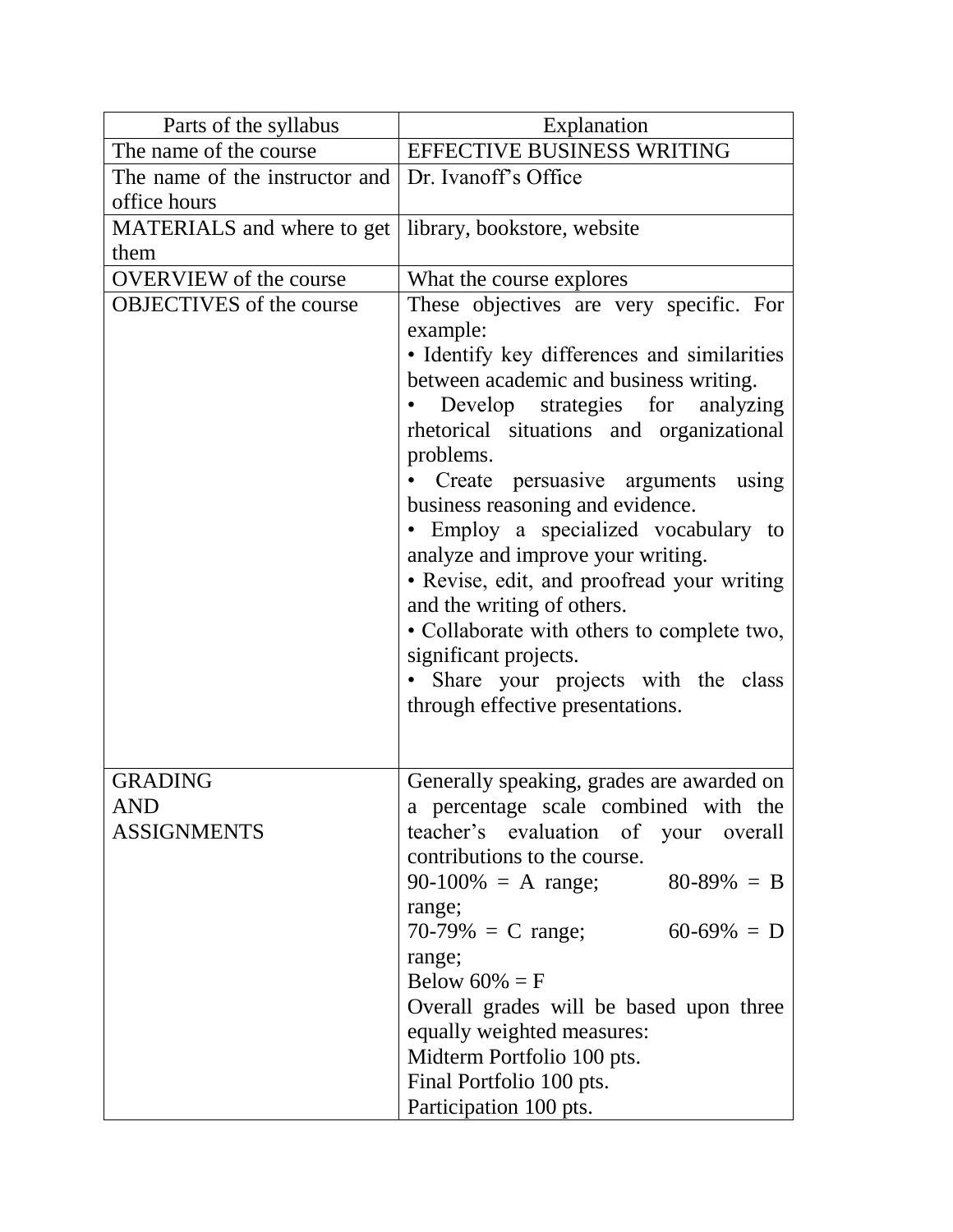| Parts of the syllabus | Explanation |
| --- | --- |
| The name of the course | EFFECTIVE BUSINESS WRITING |
| The name of the instructor and office hours | Dr. Ivanoff's Office |
| MATERIALS and where to get them | library, bookstore, website |
| OVERVIEW of the course | What the course explores |
| OBJECTIVES of the course | These objectives are very specific. For example:<br>• Identify key differences and similarities between academic and business writing.<br>• Develop strategies for analyzing rhetorical situations and organizational problems.<br>• Create persuasive arguments using business reasoning and evidence.<br>• Employ a specialized vocabulary to analyze and improve your writing.<br>• Revise, edit, and proofread your writing and the writing of others.<br>• Collaborate with others to complete two, significant projects.<br>• Share your projects with the class through effective presentations. |
| GRADING AND ASSIGNMENTS | Generally speaking, grades are awarded on a percentage scale combined with the teacher's evaluation of your overall contributions to the course.<br>90-100% = A range; 80-89% = B range;<br>70-79% = C range; 60-69% = D range;<br>Below 60% = F<br>Overall grades will be based upon three equally weighted measures:<br>Midterm Portfolio 100 pts.<br>Final Portfolio 100 pts.<br>Participation 100 pts. |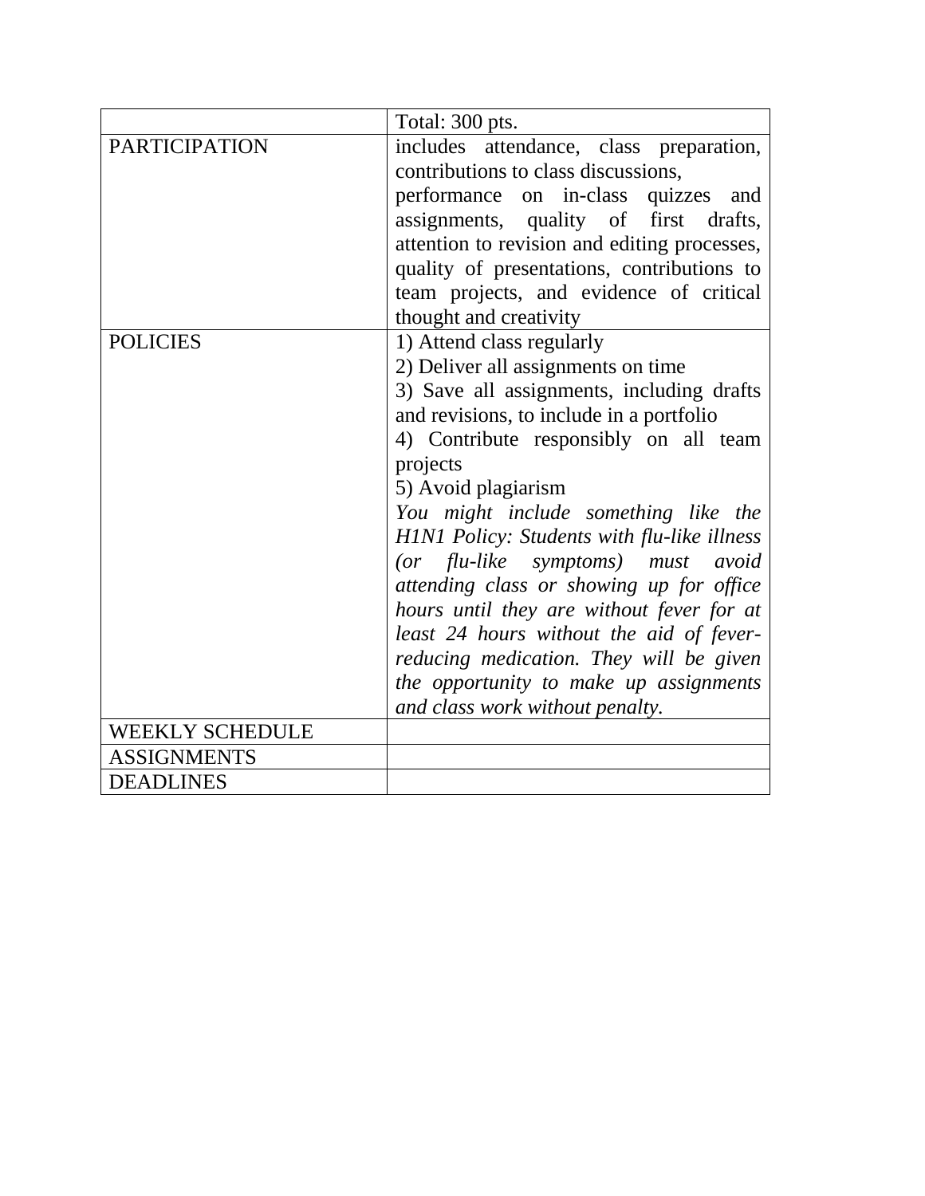| | |
|---|---|
| | Total: 300 pts. |
| PARTICIPATION | includes attendance, class preparation, contributions to class discussions, performance on in-class quizzes and assignments, quality of first drafts, attention to revision and editing processes, quality of presentations, contributions to team projects, and evidence of critical thought and creativity |
| POLICIES | 1) Attend class regularly<br>2) Deliver all assignments on time<br>3) Save all assignments, including drafts and revisions, to include in a portfolio<br>4) Contribute responsibly on all team projects<br>5) Avoid plagiarism<br>*You might include something like the H1N1 Policy: Students with flu-like illness (or flu-like symptoms) must avoid attending class or showing up for office hours until they are without fever for at least 24 hours without the aid of fever-reducing medication. They will be given the opportunity to make up assignments and class work without penalty.* |
| WEEKLY SCHEDULE | |
| ASSIGNMENTS | |
| DEADLINES | |